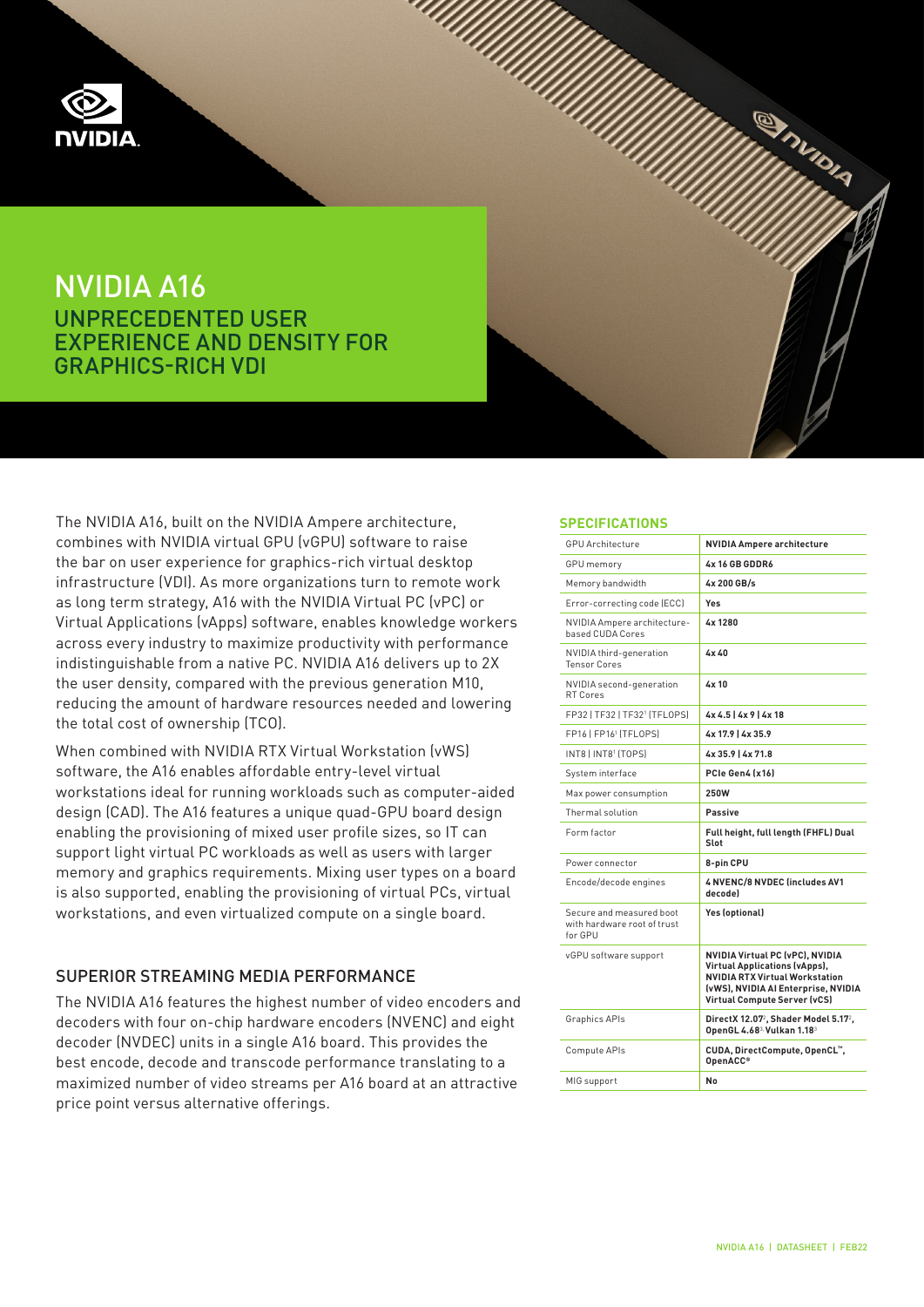# NVIDIA A16

## UNPRECEDENTED USER EXPERIENCE AND DENSITY FOR GRAPHICS-RICH VDI

The NVIDIA A16, built on the NVIDIA Ampere architecture, combines with NVIDIA virtual GPU (vGPU) software to raise the bar on user experience for graphics-rich virtual desktop infrastructure (VDI). As more organizations turn to remote work as long term strategy, A16 with the NVIDIA Virtual PC (vPC) or Virtual Applications (vApps) software, enables knowledge workers across every industry to maximize productivity with performance indistinguishable from a native PC. NVIDIA A16 delivers up to 2X the user density, compared with the previous generation M10, reducing the amount of hardware resources needed and lowering the total cost of ownership (TCO).

When combined with NVIDIA RTX Virtual Workstation (vWS) software, the A16 enables affordable entry-level virtual workstations ideal for running workloads such as computer-aided design (CAD). The A16 features a unique quad-GPU board design enabling the provisioning of mixed user profile sizes, so IT can support light virtual PC workloads as well as users with larger memory and graphics requirements. Mixing user types on a board is also supported, enabling the provisioning of virtual PCs, virtual workstations, and even virtualized compute on a single board.

### SUPERIOR STREAMING MEDIA PERFORMANCE

The NVIDIA A16 features the highest number of video encoders and decoders with four on-chip hardware encoders (NVENC) and eight decoder (NVDEC) units in a single A16 board. This provides the best encode, decode and transcode performance translating to a maximized number of video streams per A16 board at an attractive price point versus alternative offerings.

### SPECIFICATIONS

| | |
|---|---|
| GPU Architecture | **NVIDIA Ampere architecture** |
| GPU memory | **4x 16 GB GDDR6** |
| Memory bandwidth | **4x 200 GB/s** |
| Error-correcting code (ECC) | **Yes** |
| NVIDIA Ampere architecture-based CUDA Cores | **4x 1280** |
| NVIDIA third-generation Tensor Cores | **4x 40** |
| NVIDIA second-generation RT Cores | **4x 10** |
| FP32 \| TF32 \| TF32[1] (TFLOPS) | **4x 4.5 \| 4x 9 \| 4x 18** |
| FP16 \| FP16[1] (TFLOPS) | **4x 17.9 \| 4x 35.9** |
| INT8 \| INT8[1] (TOPS) | **4x 35.9 \| 4x 71.8** |
| System interface | **PCIe Gen4 (x16)** |
| Max power consumption | **250W** |
| Thermal solution | **Passive** |
| Form factor | **Full height, full length (FHFL) Dual Slot** |
| Power connector | **8-pin CPU** |
| Encode/decode engines | **4 NVENC/8 NVDEC (includes AV1 decode)** |
| Secure and measured boot with hardware root of trust for GPU | **Yes (optional)** |
| vGPU software support | **NVIDIA Virtual PC (vPC), NVIDIA Virtual Applications (vApps), NVIDIA RTX Virtual Workstation (vWS), NVIDIA AI Enterprise, NVIDIA Virtual Compute Server (vCS)** |
| Graphics APIs | **DirectX 12.07[2], Shader Model 5.17[2], OpenGL 4.68[3] Vulkan 1.18[3]** |
| Compute APIs | **CUDA, DirectCompute, OpenCL™, OpenACC®** |
| MIG support | **No** |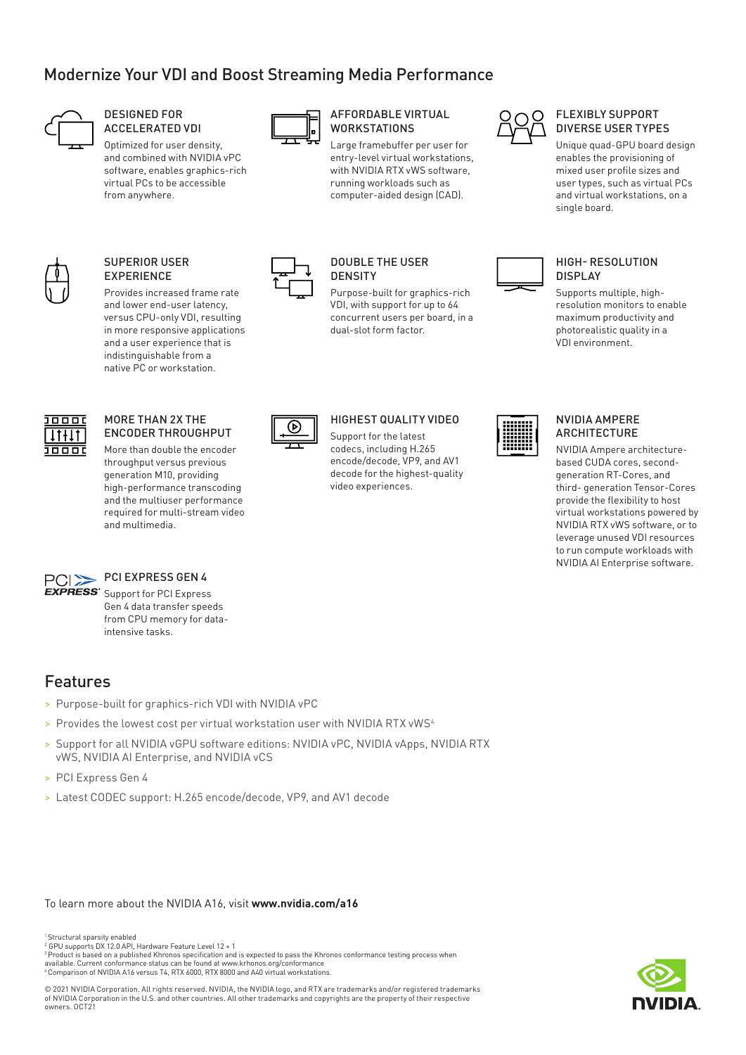## Modernize Your VDI and Boost Streaming Media Performance

### DESIGNED FOR ACCELERATED VDI

Optimized for user density, and combined with NVIDIA vPC software, enables graphics-rich virtual PCs to be accessible from anywhere.

### AFFORDABLE VIRTUAL WORKSTATIONS

Large framebuffer per user for entry-level virtual workstations, with NVIDIA RTX vWS software, running workloads such as computer-aided design (CAD).

### FLEXIBLY SUPPORT DIVERSE USER TYPES

Unique quad-GPU board design enables the provisioning of mixed user profile sizes and user types, such as virtual PCs and virtual workstations, on a single board.

### SUPERIOR USER EXPERIENCE

Provides increased frame rate and lower end-user latency, versus CPU-only VDI, resulting in more responsive applications and a user experience that is indistinguishable from a native PC or workstation.

### DOUBLE THE USER DENSITY

Purpose-built for graphics-rich VDI, with support for up to 64 concurrent users per board, in a dual-slot form factor.

### HIGH- RESOLUTION DISPLAY

Supports multiple, high-resolution monitors to enable maximum productivity and photorealistic quality in a VDI environment.

### MORE THAN 2X THE ENCODER THROUGHPUT

More than double the encoder throughput versus previous generation M10, providing high-performance transcoding and the multiuser performance required for multi-stream video and multimedia.

### HIGHEST QUALITY VIDEO

Support for the latest codecs, including H.265 encode/decode, VP9, and AV1 decode for the highest-quality video experiences.

### NVIDIA AMPERE ARCHITECTURE

NVIDIA Ampere architecture-based CUDA cores, second-generation RT-Cores, and third- generation Tensor-Cores provide the flexibility to host virtual workstations powered by NVIDIA RTX vWS software, or to leverage unused VDI resources to run compute workloads with NVIDIA AI Enterprise software.

### PCI EXPRESS GEN 4

Support for PCI Express Gen 4 data transfer speeds from CPU memory for data-intensive tasks.

## Features

- Purpose-built for graphics-rich VDI with NVIDIA vPC
- Provides the lowest cost per virtual workstation user with NVIDIA RTX vWS[4]
- Support for all NVIDIA vGPU software editions: NVIDIA vPC, NVIDIA vApps, NVIDIA RTX vWS, NVIDIA AI Enterprise, and NVIDIA vCS
- PCI Express Gen 4
- Latest CODEC support: H.265 encode/decode, VP9, and AV1 decode

To learn more about the NVIDIA A16, visit **www.nvidia.com/a16**

[1] Structural sparsity enabled
[2] GPU supports DX 12.0 API, Hardware Feature Level 12 + 1
[3] Product is based on a published Khronos specification and is expected to pass the Khronos conformance testing process when available. Current conformance status can be found at www.krhonos.org/conformance
[4] Comparison of NVIDIA A16 versus T4, RTX 6000, RTX 8000 and A40 virtual workstations.

© 2021 NVIDIA Corporation. All rights reserved. NVIDIA, the NVIDIA logo, and RTX are trademarks and/or registered trademarks of NVIDIA Corporation in the U.S. and other countries. All other trademarks and copyrights are the property of their respective owners. OCT21